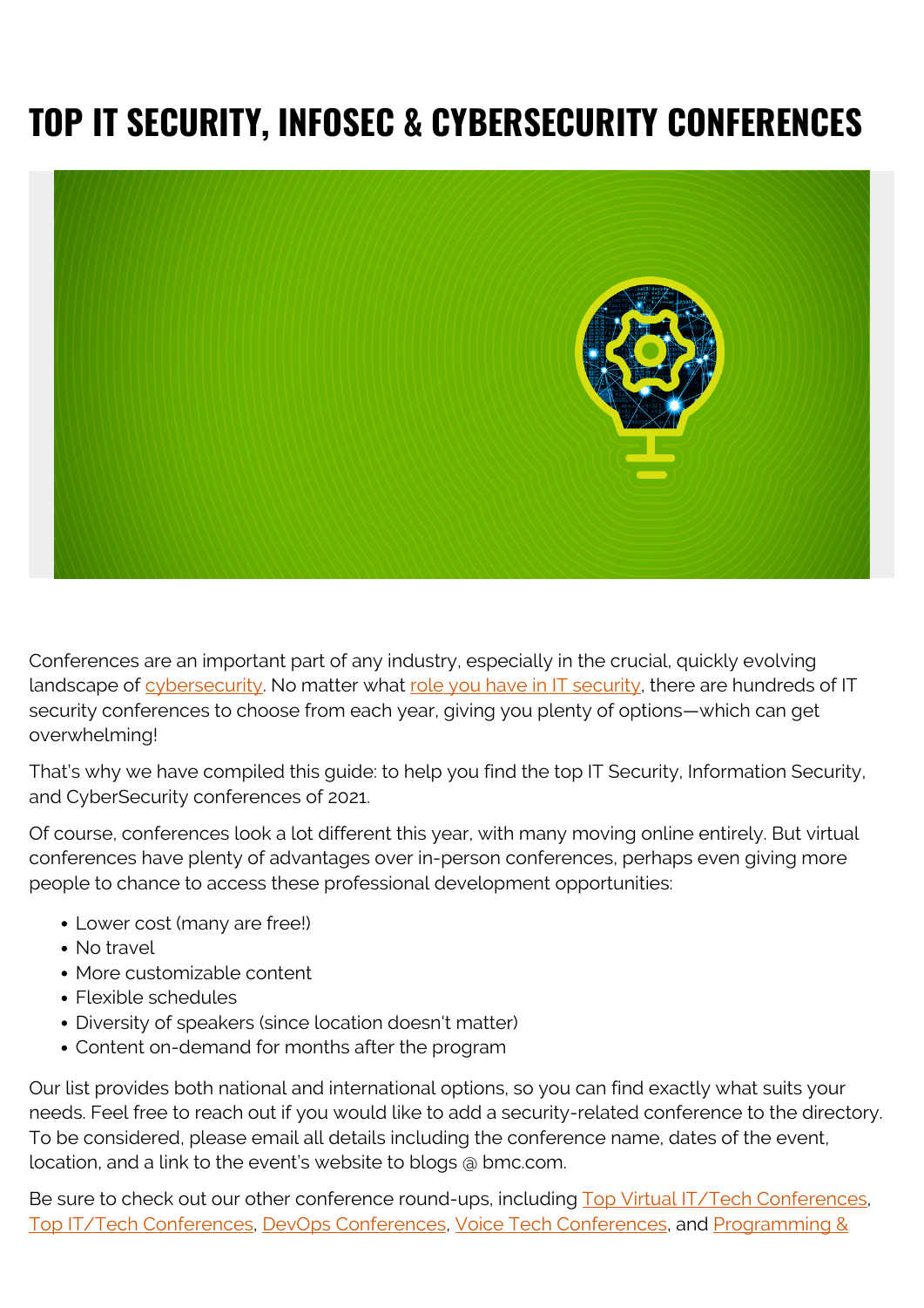# TOP IT SECURITY, INFOSEC & CYBERSECURITY CONFERENCES

Conferences are an important part of any industry, especially in the crucial, quickly evolving landscape of cybersecurity. No matter what role you have in IT security, there are hundreds of IT security conferences to choose from each year, giving you plenty of options—which can get overwhelming!

That's why we have compiled this guide: to help you find the top IT Security, Information Security, and CyberSecurity conferences of 2021.

Of course, conferences look a lot different this year, with many moving online entirely. But virtual conferences have plenty of advantages over in-person conferences, perhaps even giving more people to chance to access these professional development opportunities:

- Lower cost (many are free!)
- No travel
- More customizable content
- Flexible schedules
- Diversity of speakers (since location doesn't matter)
- Content on-demand for months after the program

Our list provides both national and international options, so you can find exactly what suits your needs. Feel free to reach out if you would like to add a security-related conference to the directory. To be considered, please email all details including the conference name, dates of the event, location, and a link to the event's website to blogs @ bmc.com.

Be sure to check out our other conference round-ups, including Top Virtual IT/Tech Conferences, Top IT/Tech Conferences, DevOps Conferences, Voice Tech Conferences, and Programming &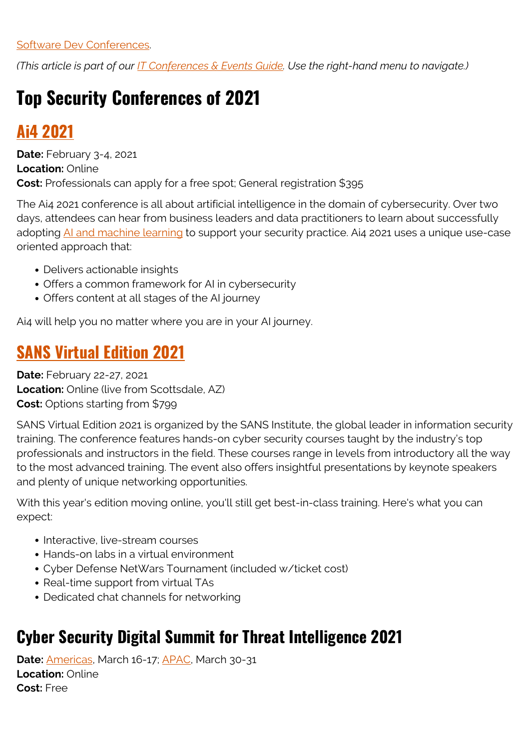Software Dev Conferences.

*(This article is part of our IT Conferences & Events Guide. Use the right-hand menu to navigate.)*

# Top Security Conferences of 2021

## Ai4 2021

**Date:** February 3-4, 2021
**Location:** Online
**Cost:** Professionals can apply for a free spot; General registration $395

The Ai4 2021 conference is all about artificial intelligence in the domain of cybersecurity. Over two days, attendees can hear from business leaders and data practitioners to learn about successfully adopting AI and machine learning to support your security practice. Ai4 2021 uses a unique use-case oriented approach that:

- Delivers actionable insights
- Offers a common framework for AI in cybersecurity
- Offers content at all stages of the AI journey

Ai4 will help you no matter where you are in your AI journey.

## SANS Virtual Edition 2021

**Date:** February 22-27, 2021
**Location:** Online (live from Scottsdale, AZ)
**Cost:** Options starting from $799

SANS Virtual Edition 2021 is organized by the SANS Institute, the global leader in information security training. The conference features hands-on cyber security courses taught by the industry's top professionals and instructors in the field. These courses range in levels from introductory all the way to the most advanced training. The event also offers insightful presentations by keynote speakers and plenty of unique networking opportunities.

With this year's edition moving online, you'll still get best-in-class training. Here's what you can expect:

- Interactive, live-stream courses
- Hands-on labs in a virtual environment
- Cyber Defense NetWars Tournament (included w/ticket cost)
- Real-time support from virtual TAs
- Dedicated chat channels for networking

## Cyber Security Digital Summit for Threat Intelligence 2021

**Date:** Americas, March 16-17; APAC, March 30-31
**Location:** Online
**Cost:** Free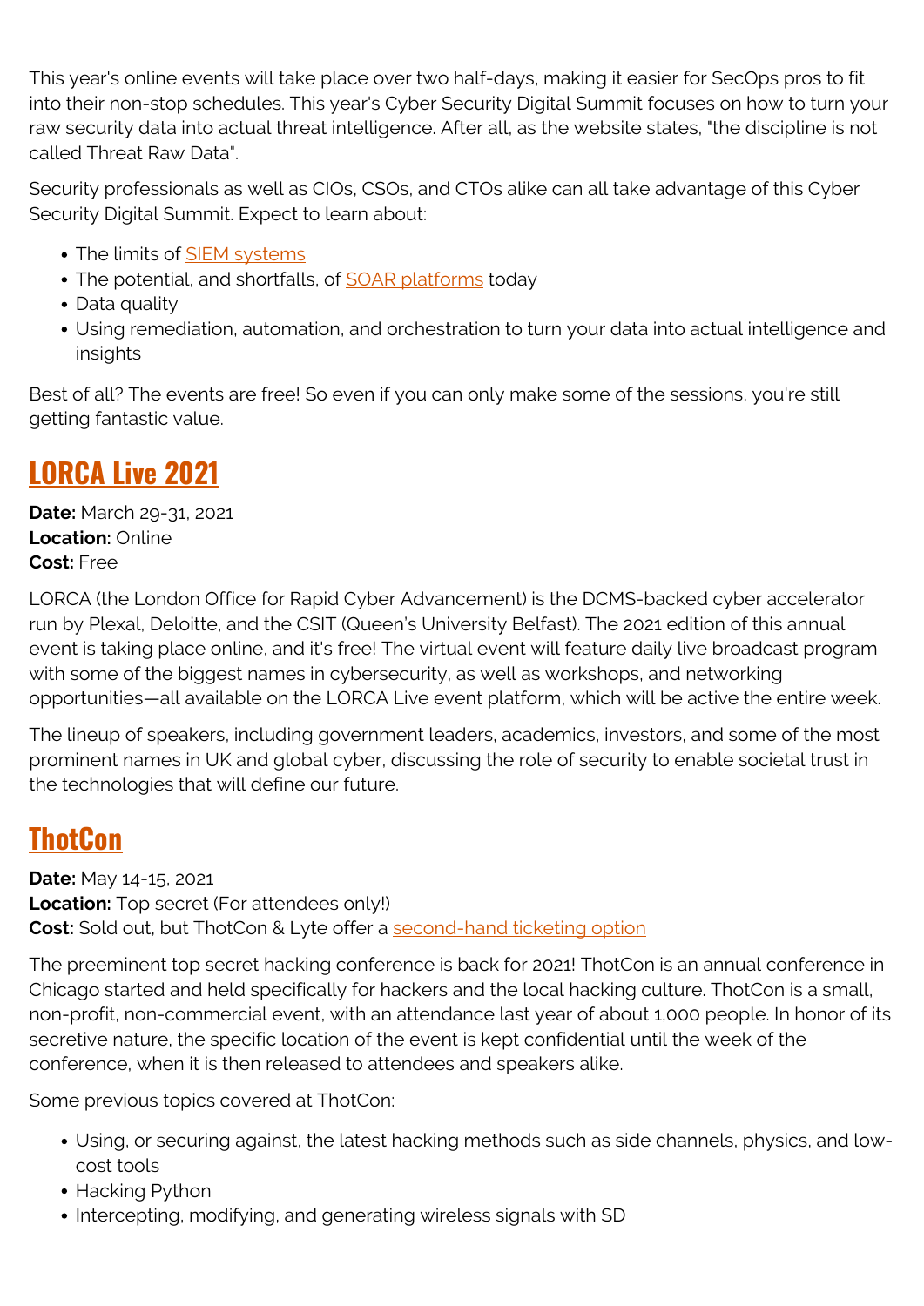This year's online events will take place over two half-days, making it easier for SecOps pros to fit into their non-stop schedules. This year's Cyber Security Digital Summit focuses on how to turn your raw security data into actual threat intelligence. After all, as the website states, "the discipline is not called Threat Raw Data".

Security professionals as well as CIOs, CSOs, and CTOs alike can all take advantage of this Cyber Security Digital Summit. Expect to learn about:

- The limits of SIEM systems
- The potential, and shortfalls, of SOAR platforms today
- Data quality
- Using remediation, automation, and orchestration to turn your data into actual intelligence and insights

Best of all? The events are free! So even if you can only make some of the sessions, you're still getting fantastic value.

## LORCA Live 2021

**Date:** March 29-31, 2021
**Location:** Online
**Cost:** Free

LORCA (the London Office for Rapid Cyber Advancement) is the DCMS-backed cyber accelerator run by Plexal, Deloitte, and the CSIT (Queen's University Belfast). The 2021 edition of this annual event is taking place online, and it's free! The virtual event will feature daily live broadcast program with some of the biggest names in cybersecurity, as well as workshops, and networking opportunities—all available on the LORCA Live event platform, which will be active the entire week.

The lineup of speakers, including government leaders, academics, investors, and some of the most prominent names in UK and global cyber, discussing the role of security to enable societal trust in the technologies that will define our future.

## ThotCon

**Date:** May 14-15, 2021
**Location:** Top secret (For attendees only!)
**Cost:** Sold out, but ThotCon & Lyte offer a second-hand ticketing option

The preeminent top secret hacking conference is back for 2021! ThotCon is an annual conference in Chicago started and held specifically for hackers and the local hacking culture. ThotCon is a small, non-profit, non-commercial event, with an attendance last year of about 1,000 people. In honor of its secretive nature, the specific location of the event is kept confidential until the week of the conference, when it is then released to attendees and speakers alike.

Some previous topics covered at ThotCon:

- Using, or securing against, the latest hacking methods such as side channels, physics, and low-cost tools
- Hacking Python
- Intercepting, modifying, and generating wireless signals with SD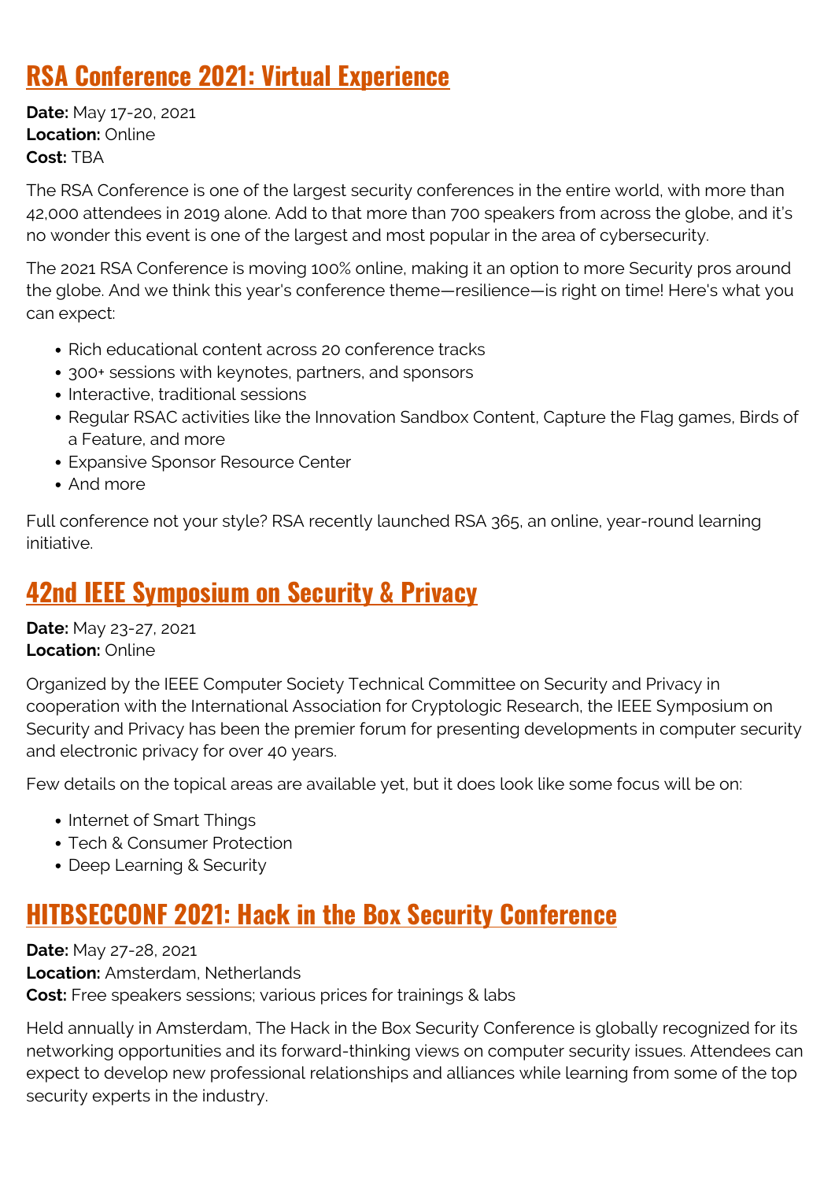## RSA Conference 2021: Virtual Experience

**Date:** May 17-20, 2021
**Location:** Online
**Cost:** TBA

The RSA Conference is one of the largest security conferences in the entire world, with more than 42,000 attendees in 2019 alone. Add to that more than 700 speakers from across the globe, and it's no wonder this event is one of the largest and most popular in the area of cybersecurity.

The 2021 RSA Conference is moving 100% online, making it an option to more Security pros around the globe. And we think this year's conference theme—resilience—is right on time! Here's what you can expect:

- Rich educational content across 20 conference tracks
- 300+ sessions with keynotes, partners, and sponsors
- Interactive, traditional sessions
- Regular RSAC activities like the Innovation Sandbox Content, Capture the Flag games, Birds of a Feature, and more
- Expansive Sponsor Resource Center
- And more

Full conference not your style? RSA recently launched RSA 365, an online, year-round learning initiative.

## 42nd IEEE Symposium on Security & Privacy

**Date:** May 23-27, 2021
**Location:** Online

Organized by the IEEE Computer Society Technical Committee on Security and Privacy in cooperation with the International Association for Cryptologic Research, the IEEE Symposium on Security and Privacy has been the premier forum for presenting developments in computer security and electronic privacy for over 40 years.

Few details on the topical areas are available yet, but it does look like some focus will be on:

- Internet of Smart Things
- Tech & Consumer Protection
- Deep Learning & Security

## HITBSECCONF 2021: Hack in the Box Security Conference

**Date:** May 27-28, 2021
**Location:** Amsterdam, Netherlands
**Cost:** Free speakers sessions; various prices for trainings & labs

Held annually in Amsterdam, The Hack in the Box Security Conference is globally recognized for its networking opportunities and its forward-thinking views on computer security issues. Attendees can expect to develop new professional relationships and alliances while learning from some of the top security experts in the industry.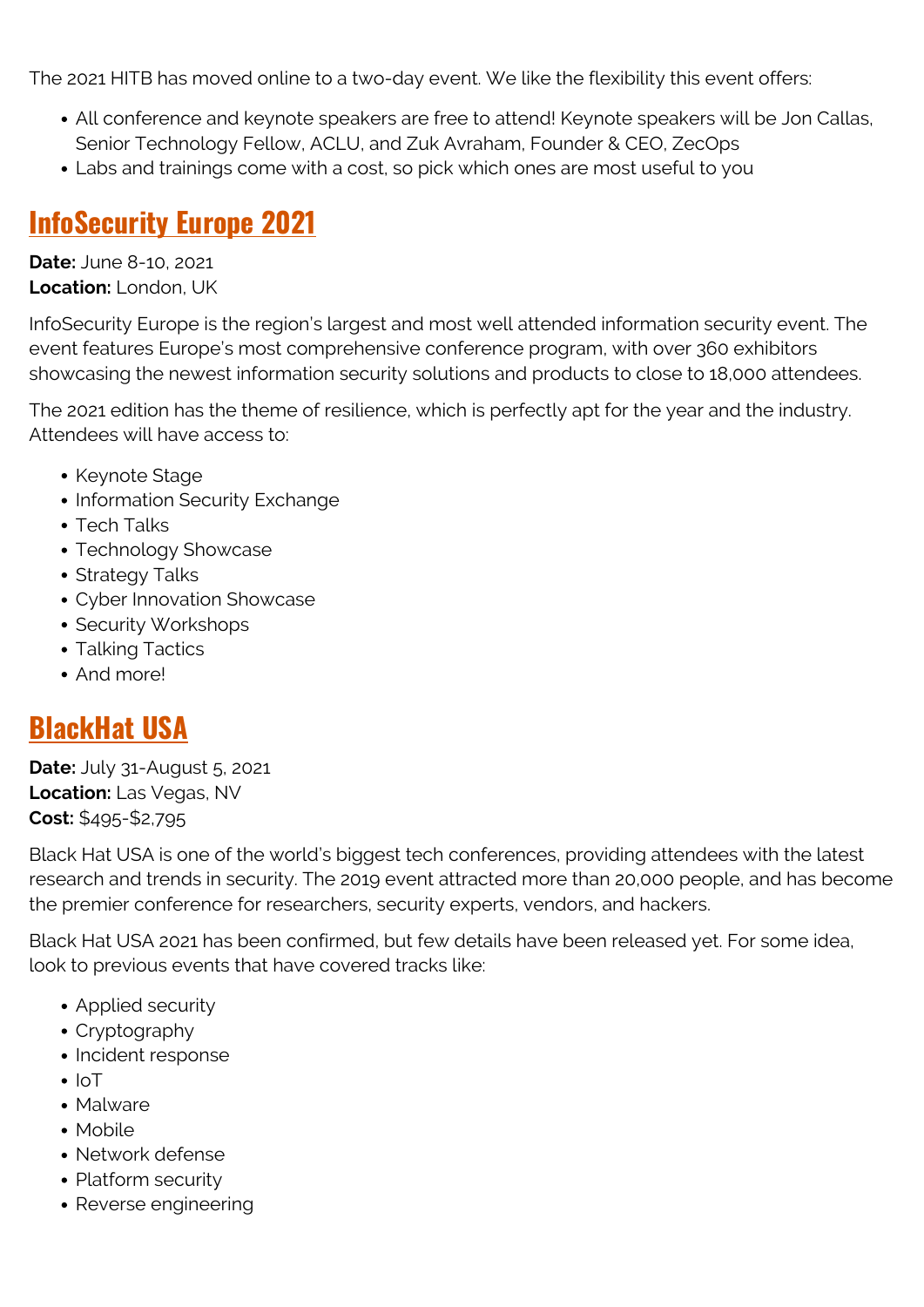The 2021 HITB has moved online to a two-day event. We like the flexibility this event offers:

- All conference and keynote speakers are free to attend! Keynote speakers will be Jon Callas, Senior Technology Fellow, ACLU, and Zuk Avraham, Founder & CEO, ZecOps
- Labs and trainings come with a cost, so pick which ones are most useful to you

## InfoSecurity Europe 2021

**Date:** June 8-10, 2021
**Location:** London, UK

InfoSecurity Europe is the region's largest and most well attended information security event. The event features Europe's most comprehensive conference program, with over 360 exhibitors showcasing the newest information security solutions and products to close to 18,000 attendees.

The 2021 edition has the theme of resilience, which is perfectly apt for the year and the industry. Attendees will have access to:

- Keynote Stage
- Information Security Exchange
- Tech Talks
- Technology Showcase
- Strategy Talks
- Cyber Innovation Showcase
- Security Workshops
- Talking Tactics
- And more!

## BlackHat USA

**Date:** July 31-August 5, 2021
**Location:** Las Vegas, NV
**Cost:** $495-$2,795

Black Hat USA is one of the world's biggest tech conferences, providing attendees with the latest research and trends in security. The 2019 event attracted more than 20,000 people, and has become the premier conference for researchers, security experts, vendors, and hackers.

Black Hat USA 2021 has been confirmed, but few details have been released yet. For some idea, look to previous events that have covered tracks like:

- Applied security
- Cryptography
- Incident response
- IoT
- Malware
- Mobile
- Network defense
- Platform security
- Reverse engineering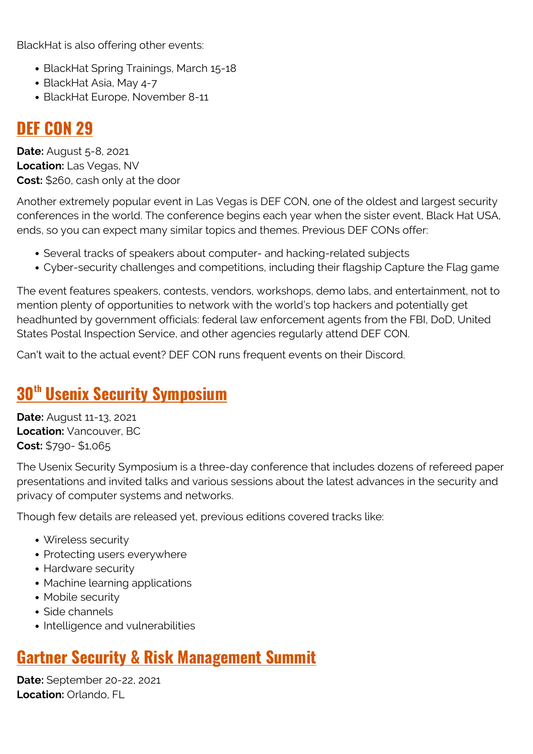BlackHat is also offering other events:

- BlackHat Spring Trainings, March 15-18
- BlackHat Asia, May 4-7
- BlackHat Europe, November 8-11

## DEF CON 29

**Date:** August 5-8, 2021
**Location:** Las Vegas, NV
**Cost:** $260, cash only at the door

Another extremely popular event in Las Vegas is DEF CON, one of the oldest and largest security conferences in the world. The conference begins each year when the sister event, Black Hat USA, ends, so you can expect many similar topics and themes. Previous DEF CONs offer:

- Several tracks of speakers about computer- and hacking-related subjects
- Cyber-security challenges and competitions, including their flagship Capture the Flag game

The event features speakers, contests, vendors, workshops, demo labs, and entertainment, not to mention plenty of opportunities to network with the world's top hackers and potentially get headhunted by government officials: federal law enforcement agents from the FBI, DoD, United States Postal Inspection Service, and other agencies regularly attend DEF CON.

Can't wait to the actual event? DEF CON runs frequent events on their Discord.

## 30th Usenix Security Symposium

**Date:** August 11-13, 2021
**Location:** Vancouver, BC
**Cost:** $790- $1,065

The Usenix Security Symposium is a three-day conference that includes dozens of refereed paper presentations and invited talks and various sessions about the latest advances in the security and privacy of computer systems and networks.

Though few details are released yet, previous editions covered tracks like:

- Wireless security
- Protecting users everywhere
- Hardware security
- Machine learning applications
- Mobile security
- Side channels
- Intelligence and vulnerabilities

## Gartner Security & Risk Management Summit

**Date:** September 20-22, 2021
**Location:** Orlando, FL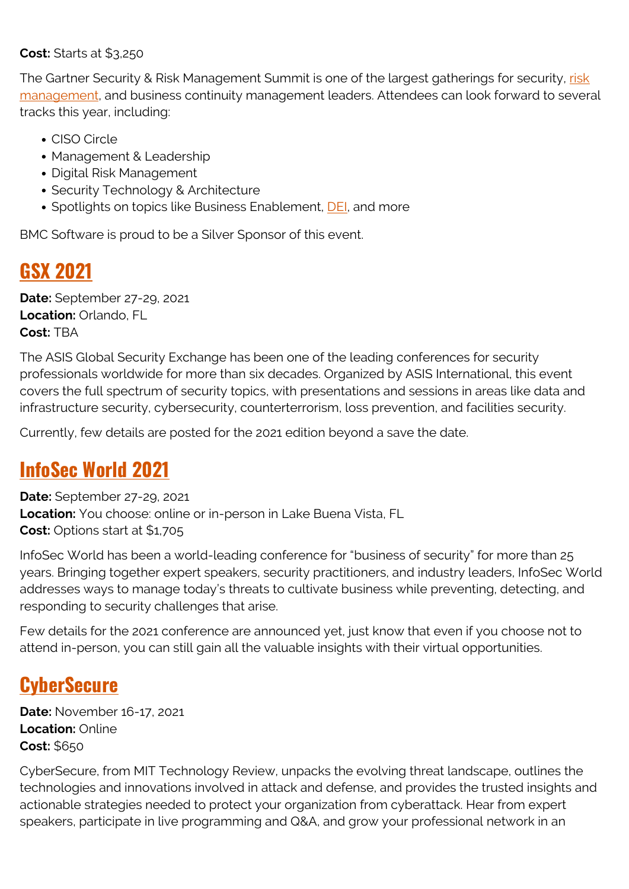**Cost:** Starts at $3,250

The Gartner Security & Risk Management Summit is one of the largest gatherings for security, risk management, and business continuity management leaders. Attendees can look forward to several tracks this year, including:

- CISO Circle
- Management & Leadership
- Digital Risk Management
- Security Technology & Architecture
- Spotlights on topics like Business Enablement, DEI, and more

BMC Software is proud to be a Silver Sponsor of this event.

## GSX 2021

**Date:** September 27-29, 2021
**Location:** Orlando, FL
**Cost:** TBA

The ASIS Global Security Exchange has been one of the leading conferences for security professionals worldwide for more than six decades. Organized by ASIS International, this event covers the full spectrum of security topics, with presentations and sessions in areas like data and infrastructure security, cybersecurity, counterterrorism, loss prevention, and facilities security.

Currently, few details are posted for the 2021 edition beyond a save the date.

## InfoSec World 2021

**Date:** September 27-29, 2021
**Location:** You choose: online or in-person in Lake Buena Vista, FL
**Cost:** Options start at $1,705

InfoSec World has been a world-leading conference for "business of security" for more than 25 years. Bringing together expert speakers, security practitioners, and industry leaders, InfoSec World addresses ways to manage today's threats to cultivate business while preventing, detecting, and responding to security challenges that arise.

Few details for the 2021 conference are announced yet, just know that even if you choose not to attend in-person, you can still gain all the valuable insights with their virtual opportunities.

## CyberSecure

**Date:** November 16-17, 2021
**Location:** Online
**Cost:** $650

CyberSecure, from MIT Technology Review, unpacks the evolving threat landscape, outlines the technologies and innovations involved in attack and defense, and provides the trusted insights and actionable strategies needed to protect your organization from cyberattack. Hear from expert speakers, participate in live programming and Q&A, and grow your professional network in an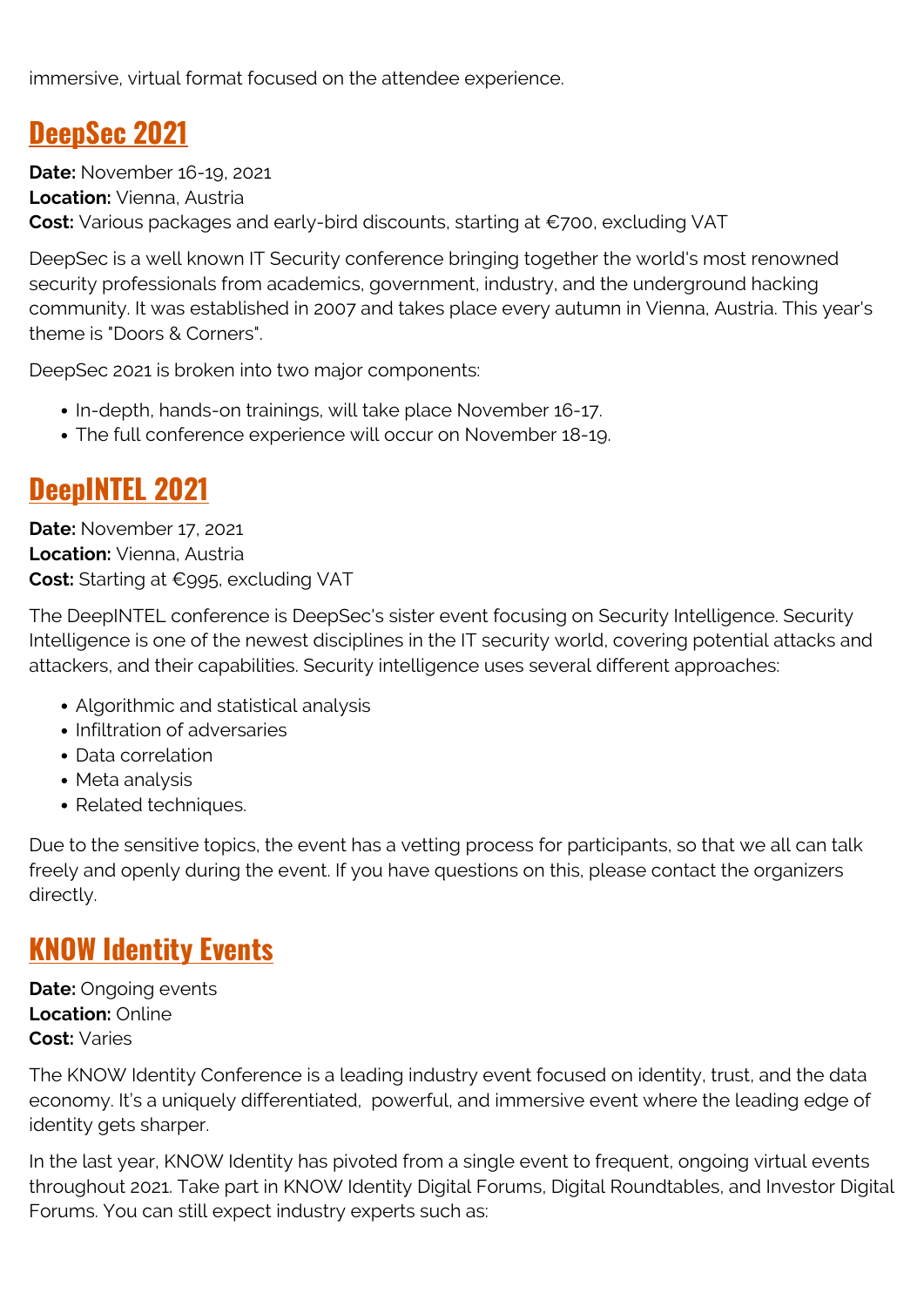immersive, virtual format focused on the attendee experience.

## DeepSec 2021

**Date:** November 16-19, 2021
**Location:** Vienna, Austria
**Cost:** Various packages and early-bird discounts, starting at €700, excluding VAT

DeepSec is a well known IT Security conference bringing together the world's most renowned security professionals from academics, government, industry, and the underground hacking community. It was established in 2007 and takes place every autumn in Vienna, Austria. This year's theme is "Doors & Corners".

DeepSec 2021 is broken into two major components:

- In-depth, hands-on trainings, will take place November 16-17.
- The full conference experience will occur on November 18-19.

## DeepINTEL 2021

**Date:** November 17, 2021
**Location:** Vienna, Austria
**Cost:** Starting at €995, excluding VAT

The DeepINTEL conference is DeepSec's sister event focusing on Security Intelligence. Security Intelligence is one of the newest disciplines in the IT security world, covering potential attacks and attackers, and their capabilities. Security intelligence uses several different approaches:

- Algorithmic and statistical analysis
- Infiltration of adversaries
- Data correlation
- Meta analysis
- Related techniques.

Due to the sensitive topics, the event has a vetting process for participants, so that we all can talk freely and openly during the event. If you have questions on this, please contact the organizers directly.

## KNOW Identity Events

**Date:** Ongoing events
**Location:** Online
**Cost:** Varies

The KNOW Identity Conference is a leading industry event focused on identity, trust, and the data economy. It's a uniquely differentiated, powerful, and immersive event where the leading edge of identity gets sharper.

In the last year, KNOW Identity has pivoted from a single event to frequent, ongoing virtual events throughout 2021. Take part in KNOW Identity Digital Forums, Digital Roundtables, and Investor Digital Forums. You can still expect industry experts such as: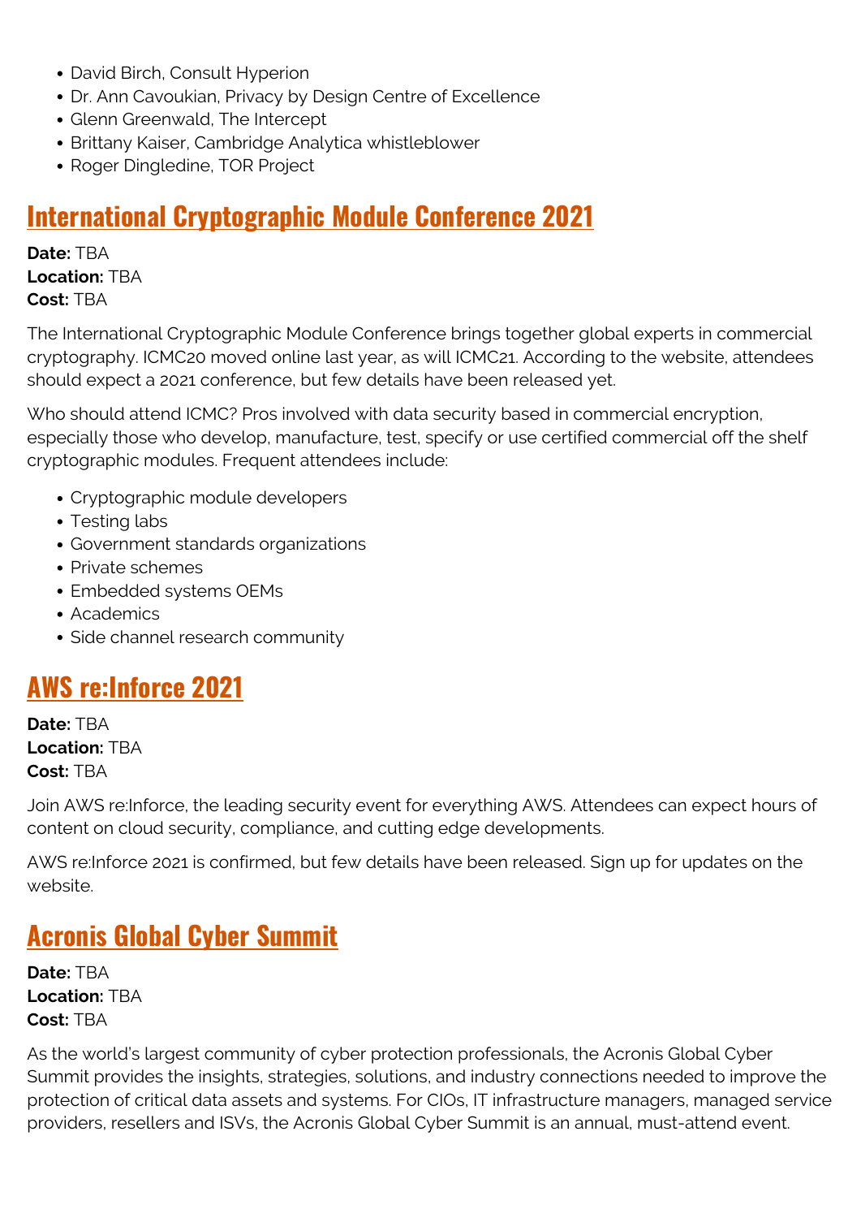- David Birch, Consult Hyperion
- Dr. Ann Cavoukian, Privacy by Design Centre of Excellence
- Glenn Greenwald, The Intercept
- Brittany Kaiser, Cambridge Analytica whistleblower
- Roger Dingledine, TOR Project

## International Cryptographic Module Conference 2021

**Date:** TBA
**Location:** TBA
**Cost:** TBA

The International Cryptographic Module Conference brings together global experts in commercial cryptography. ICMC20 moved online last year, as will ICMC21. According to the website, attendees should expect a 2021 conference, but few details have been released yet.

Who should attend ICMC? Pros involved with data security based in commercial encryption, especially those who develop, manufacture, test, specify or use certified commercial off the shelf cryptographic modules. Frequent attendees include:

- Cryptographic module developers
- Testing labs
- Government standards organizations
- Private schemes
- Embedded systems OEMs
- Academics
- Side channel research community

## AWS re:Inforce 2021

**Date:** TBA
**Location:** TBA
**Cost:** TBA

Join AWS re:Inforce, the leading security event for everything AWS. Attendees can expect hours of content on cloud security, compliance, and cutting edge developments.

AWS re:Inforce 2021 is confirmed, but few details have been released. Sign up for updates on the website.

## Acronis Global Cyber Summit

**Date:** TBA
**Location:** TBA
**Cost:** TBA

As the world's largest community of cyber protection professionals, the Acronis Global Cyber Summit provides the insights, strategies, solutions, and industry connections needed to improve the protection of critical data assets and systems. For CIOs, IT infrastructure managers, managed service providers, resellers and ISVs, the Acronis Global Cyber Summit is an annual, must-attend event.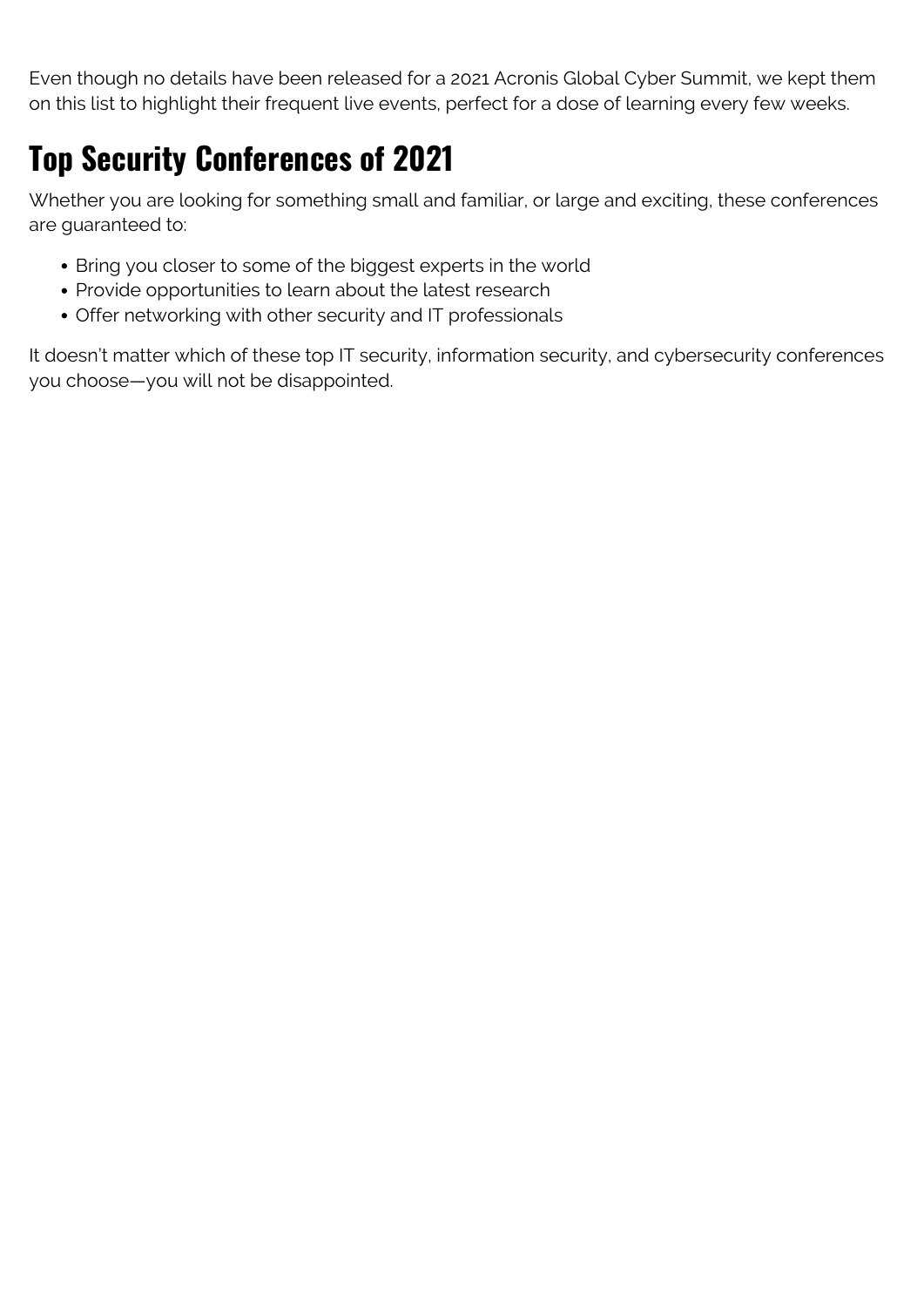Even though no details have been released for a 2021 Acronis Global Cyber Summit, we kept them on this list to highlight their frequent live events, perfect for a dose of learning every few weeks.

## Top Security Conferences of 2021

Whether you are looking for something small and familiar, or large and exciting, these conferences are guaranteed to:

- Bring you closer to some of the biggest experts in the world
- Provide opportunities to learn about the latest research
- Offer networking with other security and IT professionals

It doesn't matter which of these top IT security, information security, and cybersecurity conferences you choose—you will not be disappointed.